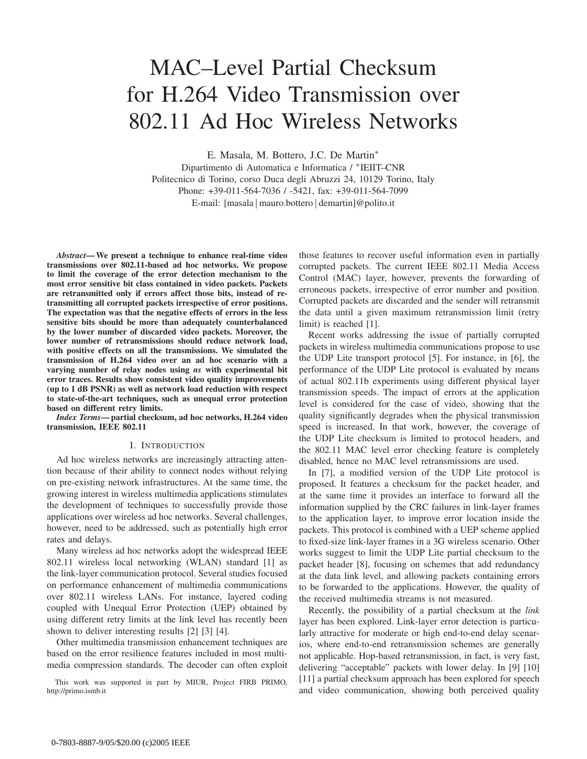# MAC–Level Partial Checksum for H.264 Video Transmission over 802.11 Ad Hoc Wireless Networks

E. Masala, M. Bottero, J.C. De Martin*

Dipartimento di Automatica e Informatica / *IEIIT–CNR

Politecnico di Torino, corso Duca degli Abruzzi 24, 10129 Torino, Italy

Phone: +39-011-564-7036 / -5421, fax: +39-011-564-7099

E-mail: [masala | mauro.bottero | demartin]@polito.it

***Abstract*— We present a technique to enhance real-time video transmissions over 802.11-based ad hoc networks. We propose to limit the coverage of the error detection mechanism to the most error sensitive bit class contained in video packets. Packets are retransmitted only if errors affect those bits, instead of retransmitting all corrupted packets irrespective of error positions. The expectation was that the negative effects of errors in the less sensitive bits should be more than adequately counterbalanced by the lower number of discarded video packets. Moreover, the lower number of retransmissions should reduce network load, with positive effects on all the transmissions. We simulated the transmission of H.264 video over an ad hoc scenario with a varying number of relay nodes using *ns* with experimental bit error traces. Results show consistent video quality improvements (up to 1 dB PSNR) as well as network load reduction with respect to state-of-the-art techniques, such as unequal error protection based on different retry limits.**

***Index Terms*— partial checksum, ad hoc networks, H.264 video transmission, IEEE 802.11**

## I. Introduction

Ad hoc wireless networks are increasingly attracting attention because of their ability to connect nodes without relying on pre-existing network infrastructures. At the same time, the growing interest in wireless multimedia applications stimulates the development of techniques to successfully provide those applications over wireless ad hoc networks. Several challenges, however, need to be addressed, such as potentially high error rates and delays.

Many wireless ad hoc networks adopt the widespread IEEE 802.11 wireless local networking (WLAN) standard [1] as the link-layer communication protocol. Several studies focused on performance enhancement of multimedia communications over 802.11 wireless LANs. For instance, layered coding coupled with Unequal Error Protection (UEP) obtained by using different retry limits at the link level has recently been shown to deliver interesting results [2] [3] [4].

Other multimedia transmission enhancement techniques are based on the error resilience features included in most multimedia compression standards. The decoder can often exploit those features to recover useful information even in partially corrupted packets. The current IEEE 802.11 Media Access Control (MAC) layer, however, prevents the forwarding of erroneous packets, irrespective of error number and position. Corrupted packets are discarded and the sender will retransmit the data until a given maximum retransmission limit (retry limit) is reached [1].

Recent works addressing the issue of partially corrupted packets in wireless multimedia communications propose to use the UDP Lite transport protocol [5]. For instance, in [6], the performance of the UDP Lite protocol is evaluated by means of actual 802.11b experiments using different physical layer transmission speeds. The impact of errors at the application level is considered for the case of video, showing that the quality significantly degrades when the physical transmission speed is increased. In that work, however, the coverage of the UDP Lite checksum is limited to protocol headers, and the 802.11 MAC level error checking feature is completely disabled, hence no MAC level retransmissions are used.

In [7], a modified version of the UDP Lite protocol is proposed. It features a checksum for the packet header, and at the same time it provides an interface to forward all the information supplied by the CRC failures in link-layer frames to the application layer, to improve error location inside the packets. This protocol is combined with a UEP scheme applied to fixed-size link-layer frames in a 3G wireless scenario. Other works suggest to limit the UDP Lite partial checksum to the packet header [8], focusing on schemes that add redundancy at the data link level, and allowing packets containing errors to be forwarded to the applications. However, the quality of the received multimedia streams is not measured.

Recently, the possibility of a partial checksum at the *link* layer has been explored. Link-layer error detection is particularly attractive for moderate or high end-to-end delay scenarios, where end-to-end retransmission schemes are generally not applicable. Hop-based retransmission, in fact, is very fast, delivering "acceptable" packets with lower delay. In [9] [10] [11] a partial checksum approach has been explored for speech and video communication, showing both perceived quality

This work was supported in part by MIUR, Project FIRB PRIMO, http://primo.ismb.it

0-7803-8887-9/05/$20.00 (c)2005 IEEE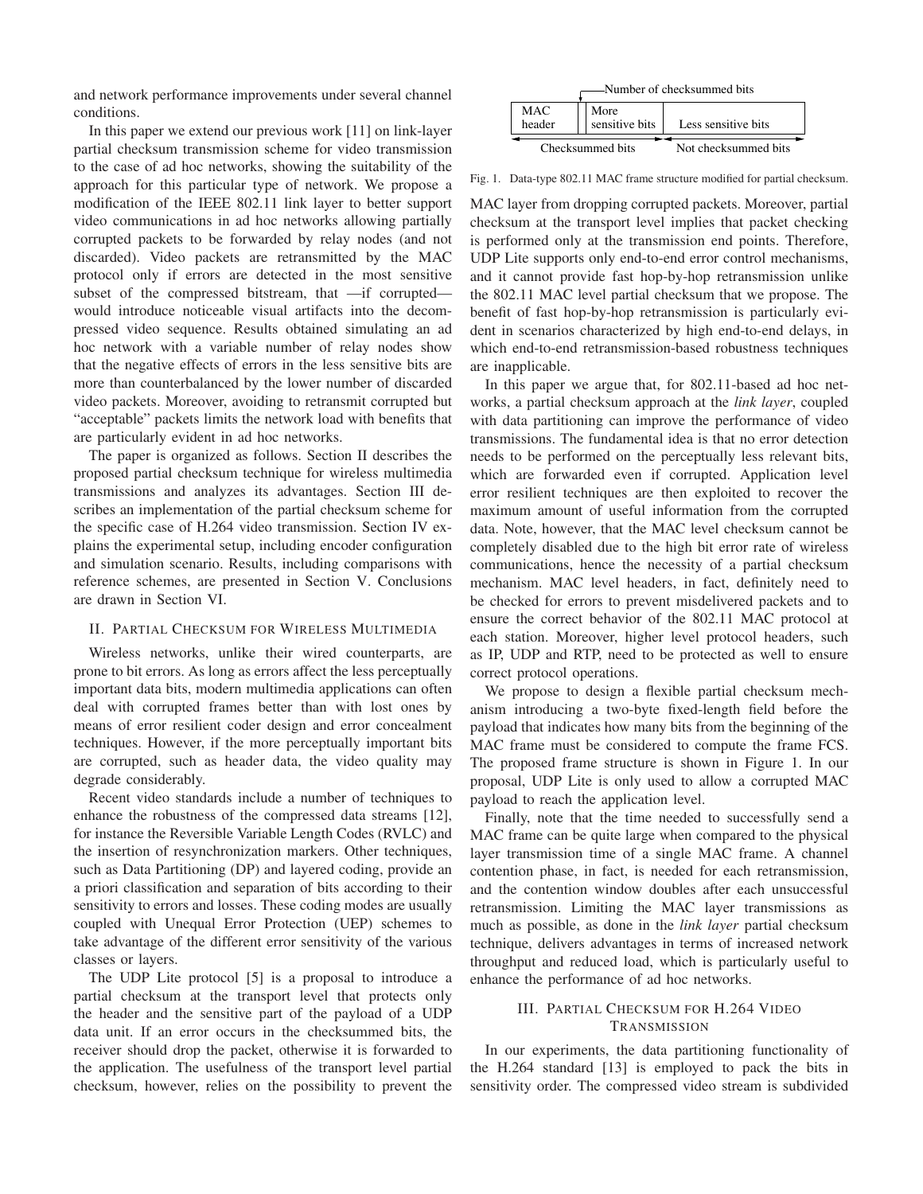and network performance improvements under several channel conditions.

In this paper we extend our previous work [11] on link-layer partial checksum transmission scheme for video transmission to the case of ad hoc networks, showing the suitability of the approach for this particular type of network. We propose a modification of the IEEE 802.11 link layer to better support video communications in ad hoc networks allowing partially corrupted packets to be forwarded by relay nodes (and not discarded). Video packets are retransmitted by the MAC protocol only if errors are detected in the most sensitive subset of the compressed bitstream, that —if corrupted— would introduce noticeable visual artifacts into the decompressed video sequence. Results obtained simulating an ad hoc network with a variable number of relay nodes show that the negative effects of errors in the less sensitive bits are more than counterbalanced by the lower number of discarded video packets. Moreover, avoiding to retransmit corrupted but "acceptable" packets limits the network load with benefits that are particularly evident in ad hoc networks.

The paper is organized as follows. Section II describes the proposed partial checksum technique for wireless multimedia transmissions and analyzes its advantages. Section III describes an implementation of the partial checksum scheme for the specific case of H.264 video transmission. Section IV explains the experimental setup, including encoder configuration and simulation scenario. Results, including comparisons with reference schemes, are presented in Section V. Conclusions are drawn in Section VI.

## II. Partial Checksum for Wireless Multimedia

Wireless networks, unlike their wired counterparts, are prone to bit errors. As long as errors affect the less perceptually important data bits, modern multimedia applications can often deal with corrupted frames better than with lost ones by means of error resilient coder design and error concealment techniques. However, if the more perceptually important bits are corrupted, such as header data, the video quality may degrade considerably.

Recent video standards include a number of techniques to enhance the robustness of the compressed data streams [12], for instance the Reversible Variable Length Codes (RVLC) and the insertion of resynchronization markers. Other techniques, such as Data Partitioning (DP) and layered coding, provide an a priori classification and separation of bits according to their sensitivity to errors and losses. These coding modes are usually coupled with Unequal Error Protection (UEP) schemes to take advantage of the different error sensitivity of the various classes or layers.

The UDP Lite protocol [5] is a proposal to introduce a partial checksum at the transport level that protects only the header and the sensitive part of the payload of a UDP data unit. If an error occurs in the checksummed bits, the receiver should drop the packet, otherwise it is forwarded to the application. The usefulness of the transport level partial checksum, however, relies on the possibility to prevent the MAC layer from dropping corrupted packets. Moreover, partial checksum at the transport level implies that packet checking is performed only at the transmission end points. Therefore, UDP Lite supports only end-to-end error control mechanisms, and it cannot provide fast hop-by-hop retransmission unlike the 802.11 MAC level partial checksum that we propose. The benefit of fast hop-by-hop retransmission is particularly evident in scenarios characterized by high end-to-end delays, in which end-to-end retransmission-based robustness techniques are inapplicable.

Number of checksummed bits

| MAC header | More sensitive bits | Less sensitive bits |
|---|---|---|

Checksummed bits — Not checksummed bits

Fig. 1. Data-type 802.11 MAC frame structure modified for partial checksum.

In this paper we argue that, for 802.11-based ad hoc networks, a partial checksum approach at the *link layer*, coupled with data partitioning can improve the performance of video transmissions. The fundamental idea is that no error detection needs to be performed on the perceptually less relevant bits, which are forwarded even if corrupted. Application level error resilient techniques are then exploited to recover the maximum amount of useful information from the corrupted data. Note, however, that the MAC level checksum cannot be completely disabled due to the high bit error rate of wireless communications, hence the necessity of a partial checksum mechanism. MAC level headers, in fact, definitely need to be checked for errors to prevent misdelivered packets and to ensure the correct behavior of the 802.11 MAC protocol at each station. Moreover, higher level protocol headers, such as IP, UDP and RTP, need to be protected as well to ensure correct protocol operations.

We propose to design a flexible partial checksum mechanism introducing a two-byte fixed-length field before the payload that indicates how many bits from the beginning of the MAC frame must be considered to compute the frame FCS. The proposed frame structure is shown in Figure 1. In our proposal, UDP Lite is only used to allow a corrupted MAC payload to reach the application level.

Finally, note that the time needed to successfully send a MAC frame can be quite large when compared to the physical layer transmission time of a single MAC frame. A channel contention phase, in fact, is needed for each retransmission, and the contention window doubles after each unsuccessful retransmission. Limiting the MAC layer transmissions as much as possible, as done in the *link layer* partial checksum technique, delivers advantages in terms of increased network throughput and reduced load, which is particularly useful to enhance the performance of ad hoc networks.

## III. Partial Checksum for H.264 Video Transmission

In our experiments, the data partitioning functionality of the H.264 standard [13] is employed to pack the bits in sensitivity order. The compressed video stream is subdivided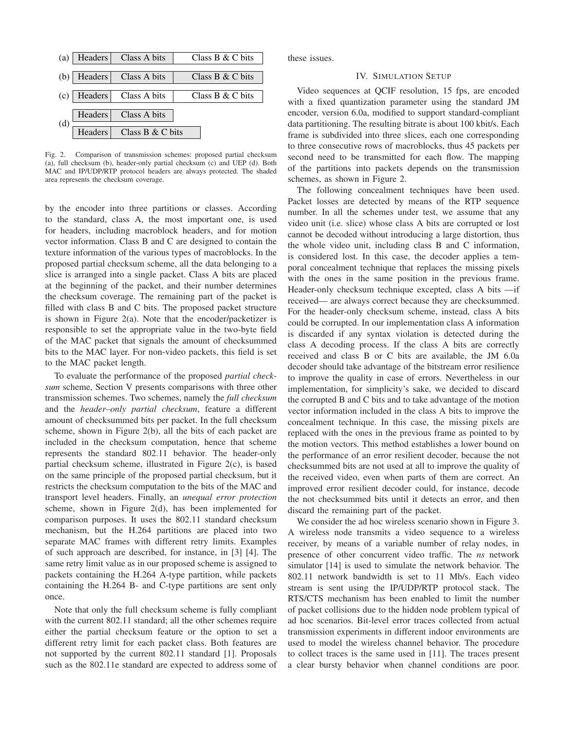(a) Headers | Class A bits | Class B & C bits

(b) Headers | Class A bits | Class B & C bits

(c) Headers | Class A bits | Class B & C bits

(d) Headers | Class A bits

Headers | Class B & C bits

Fig. 2. Comparison of transmission schemes: proposed partial checksum (a), full checksum (b), header-only partial checksum (c) and UEP (d). Both MAC and IP/UDP/RTP protocol headers are always protected. The shaded area represents the checksum coverage.

by the encoder into three partitions or classes. According to the standard, class A, the most important one, is used for headers, including macroblock headers, and for motion vector information. Class B and C are designed to contain the texture information of the various types of macroblocks. In the proposed partial checksum scheme, all the data belonging to a slice is arranged into a single packet. Class A bits are placed at the beginning of the packet, and their number determines the checksum coverage. The remaining part of the packet is filled with class B and C bits. The proposed packet structure is shown in Figure 2(a). Note that the encoder/packetizer is responsible to set the appropriate value in the two-byte field of the MAC packet that signals the amount of checksummed bits to the MAC layer. For non-video packets, this field is set to the MAC packet length.

To evaluate the performance of the proposed *partial checksum* scheme, Section V presents comparisons with three other transmission schemes. Two schemes, namely the *full checksum* and the *header–only partial checksum*, feature a different amount of checksummed bits per packet. In the full checksum scheme, shown in Figure 2(b), all the bits of each packet are included in the checksum computation, hence that scheme represents the standard 802.11 behavior. The header-only partial checksum scheme, illustrated in Figure 2(c), is based on the same principle of the proposed partial checksum, but it restricts the checksum computation to the bits of the MAC and transport level headers. Finally, an *unequal error protection* scheme, shown in Figure 2(d), has been implemented for comparison purposes. It uses the 802.11 standard checksum mechanism, but the H.264 partitions are placed into two separate MAC frames with different retry limits. Examples of such approach are described, for instance, in [3] [4]. The same retry limit value as in our proposed scheme is assigned to packets containing the H.264 A-type partition, while packets containing the H.264 B- and C-type partitions are sent only once.

Note that only the full checksum scheme is fully compliant with the current 802.11 standard; all the other schemes require either the partial checksum feature or the option to set a different retry limit for each packet class. Both features are not supported by the current 802.11 standard [1]. Proposals such as the 802.11e standard are expected to address some of these issues.

## IV. Simulation Setup

Video sequences at QCIF resolution, 15 fps, are encoded with a fixed quantization parameter using the standard JM encoder, version 6.0a, modified to support standard-compliant data partitioning. The resulting bitrate is about 100 kbit/s. Each frame is subdivided into three slices, each one corresponding to three consecutive rows of macroblocks, thus 45 packets per second need to be transmitted for each flow. The mapping of the partitions into packets depends on the transmission schemes, as shown in Figure 2.

The following concealment techniques have been used. Packet losses are detected by means of the RTP sequence number. In all the schemes under test, we assume that any video unit (i.e. slice) whose class A bits are corrupted or lost cannot be decoded without introducing a large distortion, thus the whole video unit, including class B and C information, is considered lost. In this case, the decoder applies a temporal concealment technique that replaces the missing pixels with the ones in the same position in the previous frame. Header-only checksum technique excepted, class A bits —if received— are always correct because they are checksummed. For the header-only checksum scheme, instead, class A bits could be corrupted. In our implementation class A information is discarded if any syntax violation is detected during the class A decoding process. If the class A bits are correctly received and class B or C bits are available, the JM 6.0a decoder should take advantage of the bitstream error resilience to improve the quality in case of errors. Nevertheless in our implementation, for simplicity's sake, we decided to discard the corrupted B and C bits and to take advantage of the motion vector information included in the class A bits to improve the concealment technique. In this case, the missing pixels are replaced with the ones in the previous frame as pointed to by the motion vectors. This method establishes a lower bound on the performance of an error resilient decoder, because the not checksummed bits are not used at all to improve the quality of the received video, even when parts of them are correct. An improved error resilient decoder could, for instance, decode the not checksummed bits until it detects an error, and then discard the remaining part of the packet.

We consider the ad hoc wireless scenario shown in Figure 3. A wireless node transmits a video sequence to a wireless receiver, by means of a variable number of relay nodes, in presence of other concurrent video traffic. The *ns* network simulator [14] is used to simulate the network behavior. The 802.11 network bandwidth is set to 11 Mb/s. Each video stream is sent using the IP/UDP/RTP protocol stack. The RTS/CTS mechanism has been enabled to limit the number of packet collisions due to the hidden node problem typical of ad hoc scenarios. Bit-level error traces collected from actual transmission experiments in different indoor environments are used to model the wireless channel behavior. The procedure to collect traces is the same used in [11]. The traces present a clear bursty behavior when channel conditions are poor.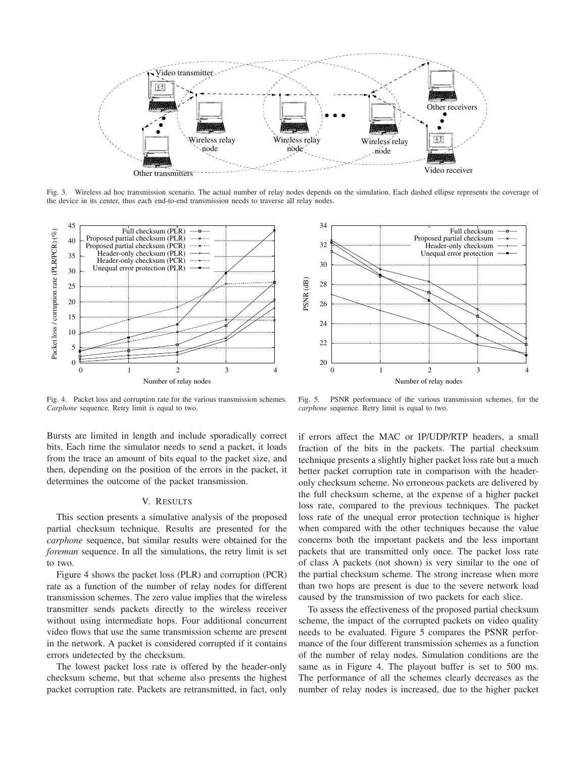Video transmitter

Wireless relay node

Wireless relay node

Wireless relay node

Other receivers

Other transmitters

Video receiver

Fig. 3. Wireless ad hoc transmission scenario. The actual number of relay nodes depends on the simulation. Each dashed ellipse represents the coverage of the device in its center, thus each end-to-end transmission needs to traverse all relay nodes.

Packet loss / corruption rate (PLR/PCR) (%)

Number of relay nodes

Full checksum (PLR)
Proposed partial checksum (PLR)
Proposed partial checksum (PCR)
Header-only checksum (PLR)
Header-only checksum (PCR)
Unequal error protection (PLR)

0 5 10 15 20 25 30 35 40 45

0 1 2 3 4

Fig. 4. Packet loss and corruption rate for the various transmission schemes. *Carphone* sequence. Retry limit is equal to two.

PSNR (dB)

Number of relay nodes

Full checksum
Proposed partial checksum
Header-only checksum
Unequal error protection

20 22 24 26 28 30 32 34

0 1 2 3 4

Fig. 5. PSNR performance of the various transmission schemes, for the *carphone* sequence. Retry limit is equal to two.

Bursts are limited in length and include sporadically correct bits. Each time the simulator needs to send a packet, it loads from the trace an amount of bits equal to the packet size, and then, depending on the position of the errors in the packet, it determines the outcome of the packet transmission.

## V. Results

This section presents a simulative analysis of the proposed partial checksum technique. Results are presented for the *carphone* sequence, but similar results were obtained for the *foreman* sequence. In all the simulations, the retry limit is set to two.

Figure 4 shows the packet loss (PLR) and corruption (PCR) rate as a function of the number of relay nodes for different transmission schemes. The zero value implies that the wireless transmitter sends packets directly to the wireless receiver without using intermediate hops. Four additional concurrent video flows that use the same transmission scheme are present in the network. A packet is considered corrupted if it contains errors undetected by the checksum.

The lowest packet loss rate is offered by the header-only checksum scheme, but that scheme also presents the highest packet corruption rate. Packets are retransmitted, in fact, only if errors affect the MAC or IP/UDP/RTP headers, a small fraction of the bits in the packets. The partial checksum technique presents a slightly higher packet loss rate but a much better packet corruption rate in comparison with the header-only checksum scheme. No erroneous packets are delivered by the full checksum scheme, at the expense of a higher packet loss rate, compared to the previous techniques. The packet loss rate of the unequal error protection technique is higher when compared with the other techniques because the value concerns both the important packets and the less important packets that are transmitted only once. The packet loss rate of class A packets (not shown) is very similar to the one of the partial checksum scheme. The strong increase when more than two hops are present is due to the severe network load caused by the transmission of two packets for each slice.

To assess the effectiveness of the proposed partial checksum scheme, the impact of the corrupted packets on video quality needs to be evaluated. Figure 5 compares the PSNR performance of the four different transmission schemes as a function of the number of relay nodes. Simulation conditions are the same as in Figure 4. The playout buffer is set to 500 ms. The performance of all the schemes clearly decreases as the number of relay nodes is increased, due to the higher packet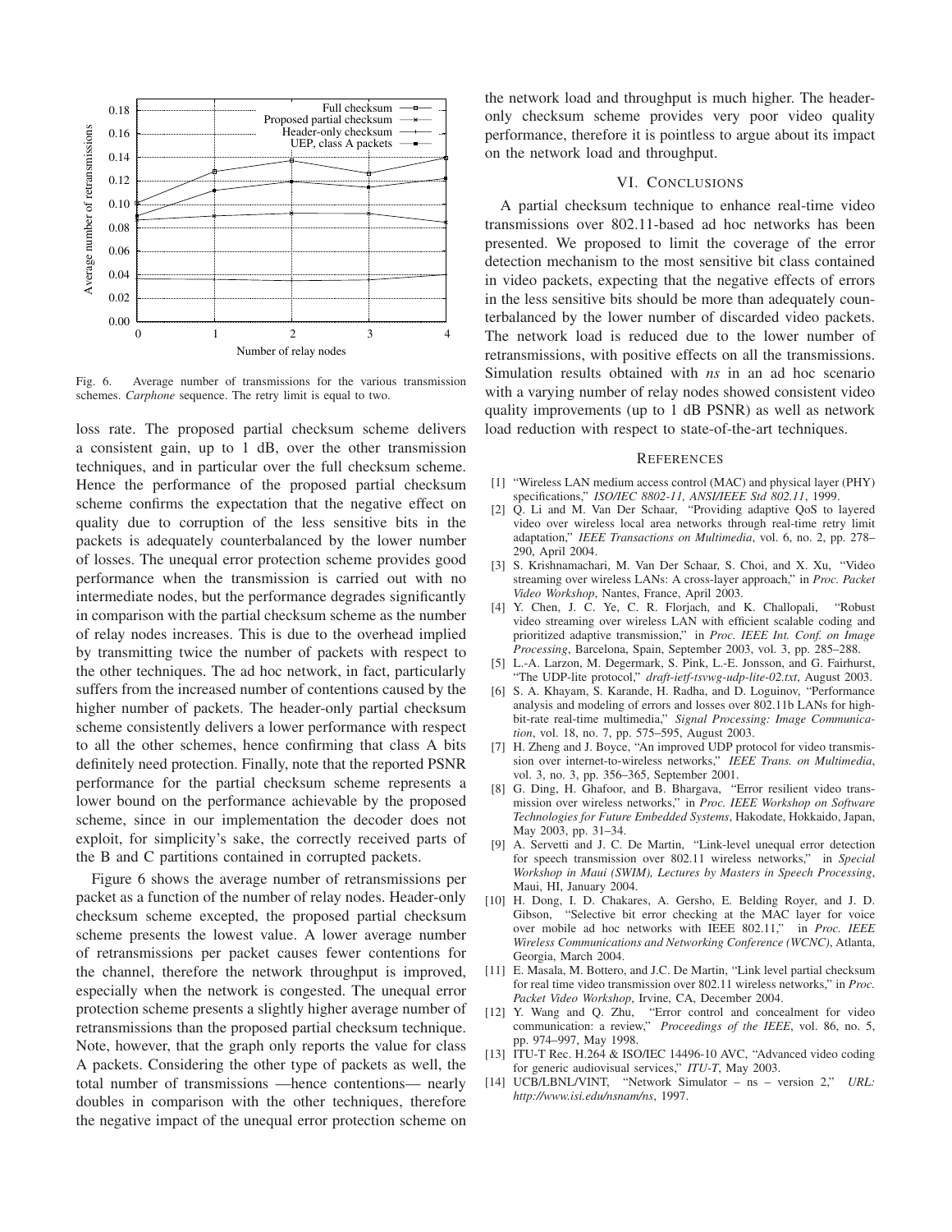0.18
0.16
0.14
0.12
0.10
0.08
0.06
0.04
0.02
0.00

0 1 2 3 4

Number of relay nodes

Average number of retransmissions

Full checksum
Proposed partial checksum
Header-only checksum
UEP, class A packets

Fig. 6. Average number of transmissions for the various transmission schemes. *Carphone* sequence. The retry limit is equal to two.

loss rate. The proposed partial checksum scheme delivers a consistent gain, up to 1 dB, over the other transmission techniques, and in particular over the full checksum scheme. Hence the performance of the proposed partial checksum scheme confirms the expectation that the negative effect on quality due to corruption of the less sensitive bits in the packets is adequately counterbalanced by the lower number of losses. The unequal error protection scheme provides good performance when the transmission is carried out with no intermediate nodes, but the performance degrades significantly in comparison with the partial checksum scheme as the number of relay nodes increases. This is due to the overhead implied by transmitting twice the number of packets with respect to the other techniques. The ad hoc network, in fact, particularly suffers from the increased number of contentions caused by the higher number of packets. The header-only partial checksum scheme consistently delivers a lower performance with respect to all the other schemes, hence confirming that class A bits definitely need protection. Finally, note that the reported PSNR performance for the partial checksum scheme represents a lower bound on the performance achievable by the proposed scheme, since in our implementation the decoder does not exploit, for simplicity's sake, the correctly received parts of the B and C partitions contained in corrupted packets.

Figure 6 shows the average number of retransmissions per packet as a function of the number of relay nodes. Header-only checksum scheme excepted, the proposed partial checksum scheme presents the lowest value. A lower average number of retransmissions per packet causes fewer contentions for the channel, therefore the network throughput is improved, especially when the network is congested. The unequal error protection scheme presents a slightly higher average number of retransmissions than the proposed partial checksum technique. Note, however, that the graph only reports the value for class A packets. Considering the other type of packets as well, the total number of transmissions —hence contentions— nearly doubles in comparison with the other techniques, therefore the negative impact of the unequal error protection scheme on the network load and throughput is much higher. The header-only checksum scheme provides very poor video quality performance, therefore it is pointless to argue about its impact on the network load and throughput.

## VI. Conclusions

A partial checksum technique to enhance real-time video transmissions over 802.11-based ad hoc networks has been presented. We proposed to limit the coverage of the error detection mechanism to the most sensitive bit class contained in video packets, expecting that the negative effects of errors in the less sensitive bits should be more than adequately counterbalanced by the lower number of discarded video packets. The network load is reduced due to the lower number of retransmissions, with positive effects on all the transmissions. Simulation results obtained with *ns* in an ad hoc scenario with a varying number of relay nodes showed consistent video quality improvements (up to 1 dB PSNR) as well as network load reduction with respect to state-of-the-art techniques.

## References

[1] "Wireless LAN medium access control (MAC) and physical layer (PHY) specifications," *ISO/IEC 8802-11, ANSI/IEEE Std 802.11*, 1999.

[2] Q. Li and M. Van Der Schaar, "Providing adaptive QoS to layered video over wireless local area networks through real-time retry limit adaptation," *IEEE Transactions on Multimedia*, vol. 6, no. 2, pp. 278–290, April 2004.

[3] S. Krishnamachari, M. Van Der Schaar, S. Choi, and X. Xu, "Video streaming over wireless LANs: A cross-layer approach," in *Proc. Packet Video Workshop*, Nantes, France, April 2003.

[4] Y. Chen, J. C. Ye, C. R. Florjach, and K. Challopali, "Robust video streaming over wireless LAN with efficient scalable coding and prioritized adaptive transmission," in *Proc. IEEE Int. Conf. on Image Processing*, Barcelona, Spain, September 2003, vol. 3, pp. 285–288.

[5] L.-A. Larzon, M. Degermark, S. Pink, L.-E. Jonsson, and G. Fairhurst, "The UDP-lite protocol," *draft-ietf-tsvwg-udp-lite-02.txt*, August 2003.

[6] S. A. Khayam, S. Karande, H. Radha, and D. Loguinov, "Performance analysis and modeling of errors and losses over 802.11b LANs for high-bit-rate real-time multimedia," *Signal Processing: Image Communication*, vol. 18, no. 7, pp. 575–595, August 2003.

[7] H. Zheng and J. Boyce, "An improved UDP protocol for video transmission over internet-to-wireless networks," *IEEE Trans. on Multimedia*, vol. 3, no. 3, pp. 356–365, September 2001.

[8] G. Ding, H. Ghafoor, and B. Bhargava, "Error resilient video transmission over wireless networks," in *Proc. IEEE Workshop on Software Technologies for Future Embedded Systems*, Hakodate, Hokkaido, Japan, May 2003, pp. 31–34.

[9] A. Servetti and J. C. De Martin, "Link-level unequal error detection for speech transmission over 802.11 wireless networks," in *Special Workshop in Maui (SWIM), Lectures by Masters in Speech Processing*, Maui, HI, January 2004.

[10] H. Dong, I. D. Chakares, A. Gersho, E. Belding Royer, and J. D. Gibson, "Selective bit error checking at the MAC layer for voice over mobile ad hoc networks with IEEE 802.11," in *Proc. IEEE Wireless Communications and Networking Conference (WCNC)*, Atlanta, Georgia, March 2004.

[11] E. Masala, M. Bottero, and J.C. De Martin, "Link level partial checksum for real time video transmission over 802.11 wireless networks," in *Proc. Packet Video Workshop*, Irvine, CA, December 2004.

[12] Y. Wang and Q. Zhu, "Error control and concealment for video communication: a review," *Proceedings of the IEEE*, vol. 86, no. 5, pp. 974–997, May 1998.

[13] ITU-T Rec. H.264 & ISO/IEC 14496-10 AVC, "Advanced video coding for generic audiovisual services," *ITU-T*, May 2003.

[14] UCB/LBNL/VINT, "Network Simulator – ns – version 2," *URL: http://www.isi.edu/nsnam/ns*, 1997.